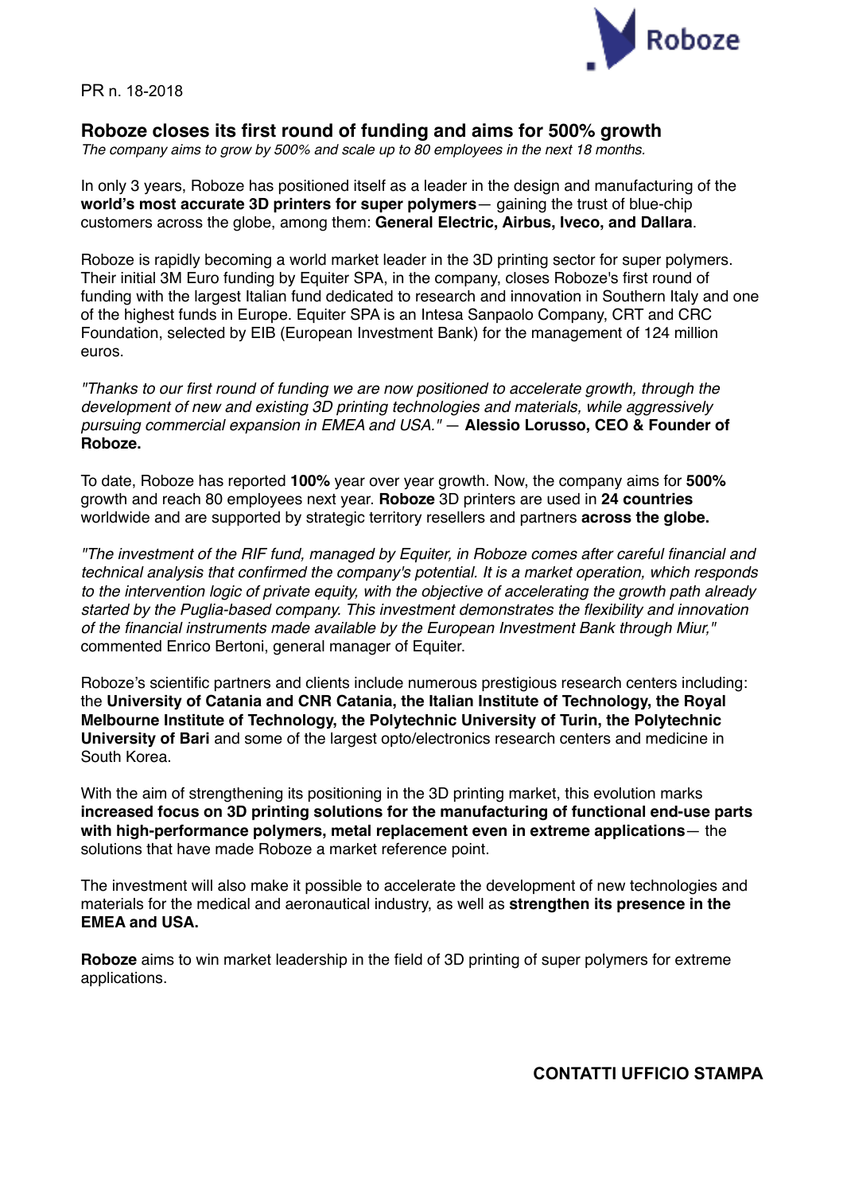PR n. 18-2018

## Roboze closes its first round of funding and aims for 500% growth

*The company aims to grow by 500% and scale up to 80 employees in the next 18 months.*

In only 3 years, Roboze has positioned itself as a leader in the design and manufacturing of the **world's most accurate 3D printers for super polymers**— gaining the trust of blue-chip customers across the globe, among them: **General Electric, Airbus, Iveco, and Dallara**.

Roboze is rapidly becoming a world market leader in the 3D printing sector for super polymers. Their initial 3M Euro funding by Equiter SPA, in the company, closes Roboze's first round of funding with the largest Italian fund dedicated to research and innovation in Southern Italy and one of the highest funds in Europe. Equiter SPA is an Intesa Sanpaolo Company, CRT and CRC Foundation, selected by EIB (European Investment Bank) for the management of 124 million euros.

*"Thanks to our first round of funding we are now positioned to accelerate growth, through the development of new and existing 3D printing technologies and materials, while aggressively pursuing commercial expansion in EMEA and USA."* — **Alessio Lorusso, CEO & Founder of Roboze.**

To date, Roboze has reported **100%** year over year growth. Now, the company aims for **500%** growth and reach 80 employees next year. **Roboze** 3D printers are used in **24 countries** worldwide and are supported by strategic territory resellers and partners **across the globe.**

*"The investment of the RIF fund, managed by Equiter, in Roboze comes after careful financial and technical analysis that confirmed the company's potential. It is a market operation, which responds to the intervention logic of private equity, with the objective of accelerating the growth path already started by the Puglia-based company. This investment demonstrates the flexibility and innovation of the financial instruments made available by the European Investment Bank through Miur,"* commented Enrico Bertoni, general manager of Equiter.

Roboze's scientific partners and clients include numerous prestigious research centers including: the **University of Catania and CNR Catania, the Italian Institute of Technology, the Royal Melbourne Institute of Technology, the Polytechnic University of Turin, the Polytechnic University of Bari** and some of the largest opto/electronics research centers and medicine in South Korea.

With the aim of strengthening its positioning in the 3D printing market, this evolution marks **increased focus on 3D printing solutions for the manufacturing of functional end-use parts with high-performance polymers, metal replacement even in extreme applications**— the solutions that have made Roboze a market reference point.

The investment will also make it possible to accelerate the development of new technologies and materials for the medical and aeronautical industry, as well as **strengthen its presence in the EMEA and USA.**

**Roboze** aims to win market leadership in the field of 3D printing of super polymers for extreme applications.

**CONTATTI UFFICIO STAMPA**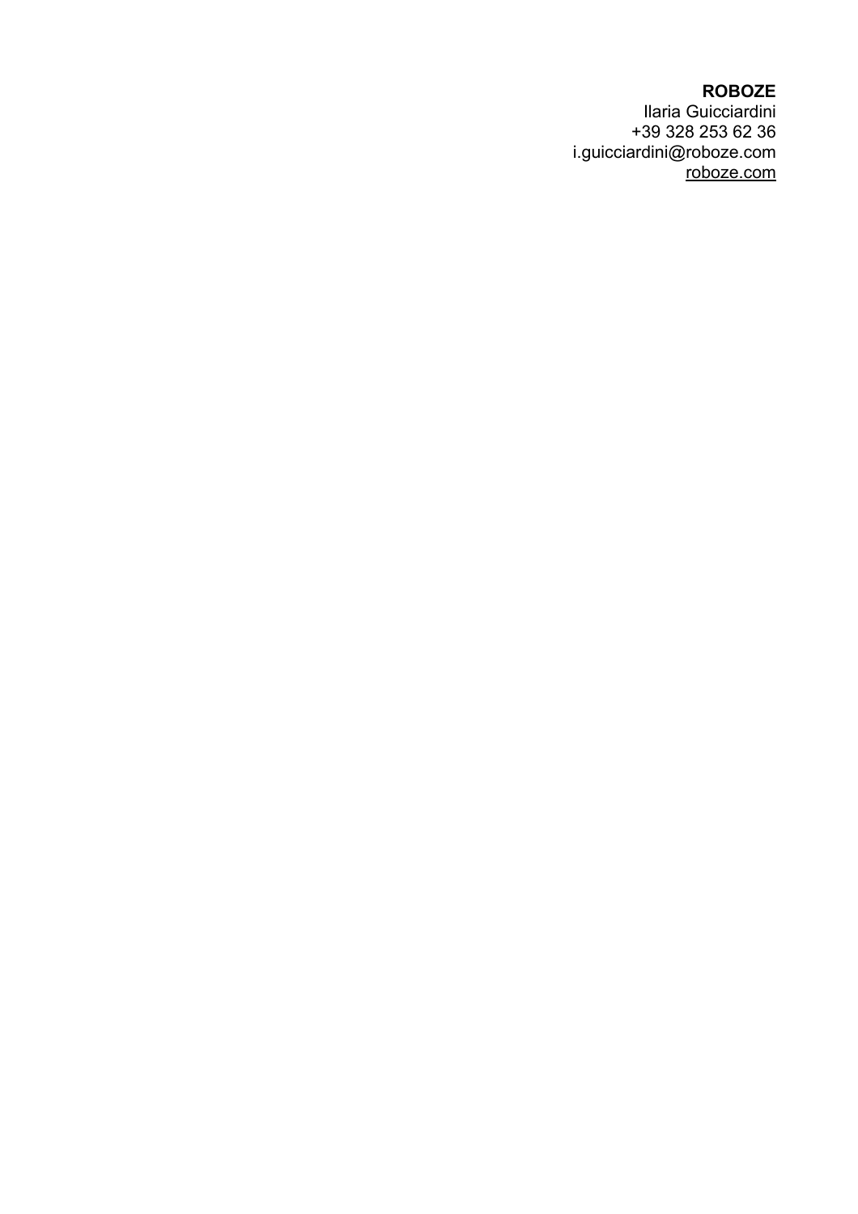**ROBOZE**
Ilaria Guicciardini
+39 328 253 62 36
i.guicciardini@roboze.com
roboze.com